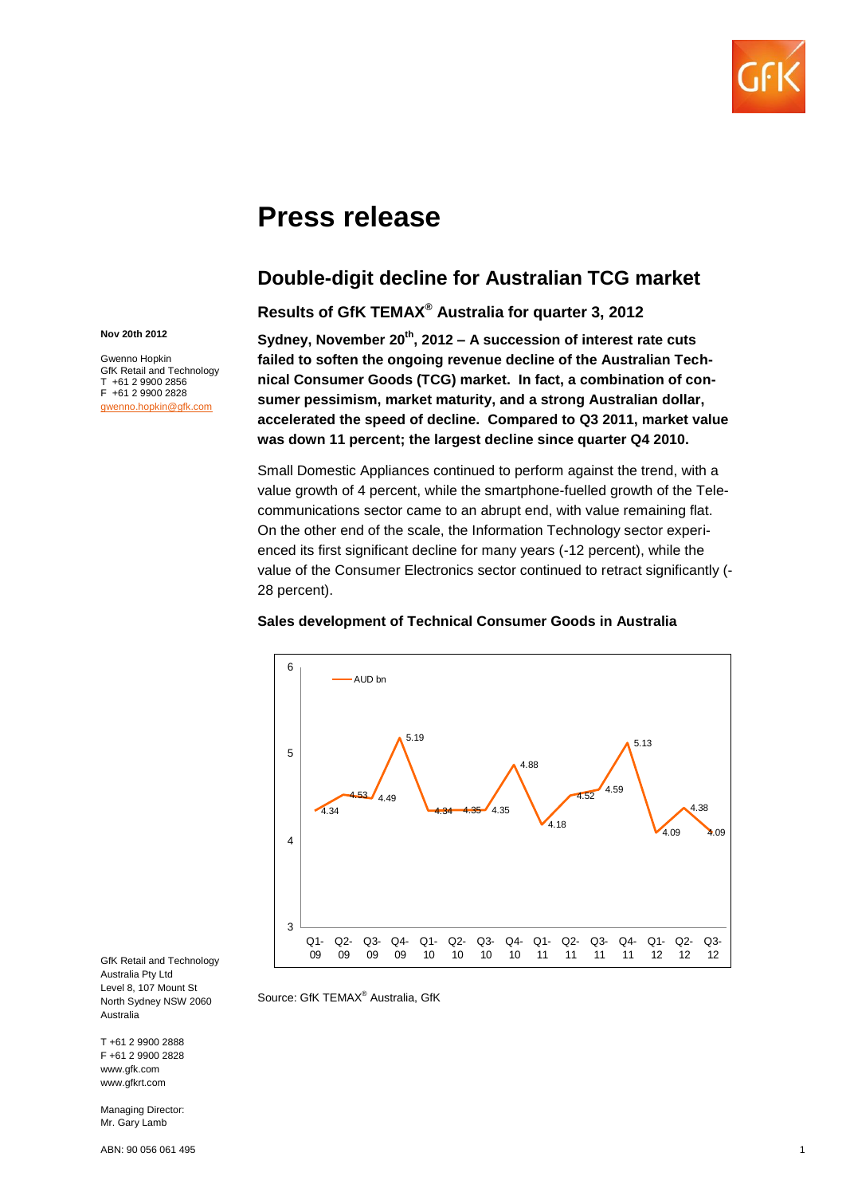# Press release

## Double-digit decline for Australian TCG market

### Results of GfK TEMAX® Australia for quarter 3, 2012

**Nov 20th 2012**

Gwenno Hopkin
GfK Retail and Technology
T +61 2 9900 2856
F +61 2 9900 2828
gwenno.hopkin@gfk.com

**Sydney, November 20th, 2012 – A succession of interest rate cuts failed to soften the ongoing revenue decline of the Australian Technical Consumer Goods (TCG) market. In fact, a combination of consumer pessimism, market maturity, and a strong Australian dollar, accelerated the speed of decline. Compared to Q3 2011, market value was down 11 percent; the largest decline since quarter Q4 2010.**

Small Domestic Appliances continued to perform against the trend, with a value growth of 4 percent, while the smartphone-fuelled growth of the Telecommunications sector came to an abrupt end, with value remaining flat. On the other end of the scale, the Information Technology sector experienced its first significant decline for many years (-12 percent), while the value of the Consumer Electronics sector continued to retract significantly (-28 percent).

**Sales development of Technical Consumer Goods in Australia**

| Quarter | AUD bn |
|---|---|
| Q1-09 | 4.34 |
| Q2-09 | 4.53 |
| Q3-09 | 4.49 |
| Q4-09 | 5.19 |
| Q1-10 | 4.34 |
| Q2-10 | 4.35 |
| Q3-10 | 4.35 |
| Q4-10 | 4.88 |
| Q1-11 | 4.18 |
| Q2-11 | 4.52 |
| Q3-11 | 4.59 |
| Q4-11 | 5.13 |
| Q1-12 | 4.09 |
| Q2-12 | 4.38 |
| Q3-12 | 4.09 |

Source: GfK TEMAX® Australia, GfK

GfK Retail and Technology
Australia Pty Ltd
Level 8, 107 Mount St
North Sydney NSW 2060
Australia

T +61 2 9900 2888
F +61 2 9900 2828
www.gfk.com
www.gfkrt.com

Managing Director:
Mr. Gary Lamb

ABN: 90 056 061 495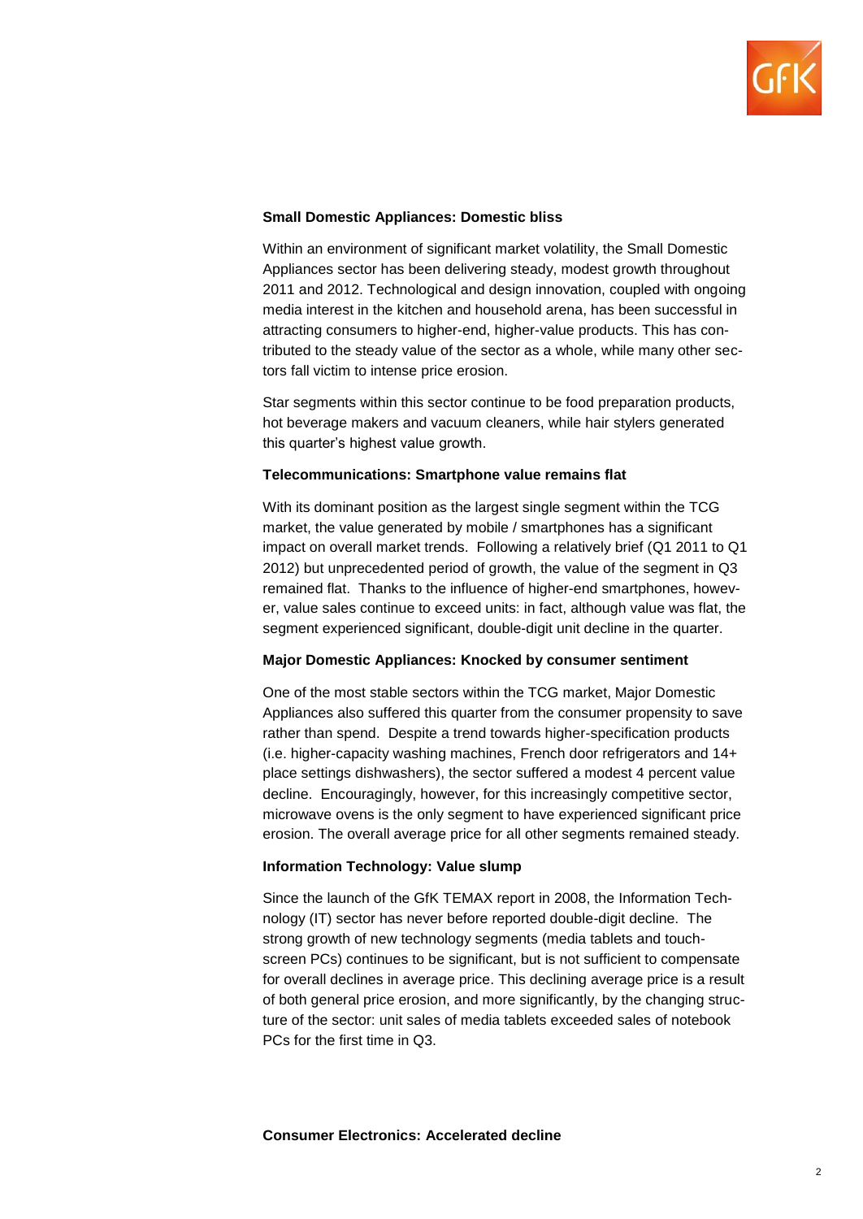**Small Domestic Appliances: Domestic bliss**

Within an environment of significant market volatility, the Small Domestic Appliances sector has been delivering steady, modest growth throughout 2011 and 2012. Technological and design innovation, coupled with ongoing media interest in the kitchen and household arena, has been successful in attracting consumers to higher-end, higher-value products. This has contributed to the steady value of the sector as a whole, while many other sectors fall victim to intense price erosion.

Star segments within this sector continue to be food preparation products, hot beverage makers and vacuum cleaners, while hair stylers generated this quarter's highest value growth.

**Telecommunications: Smartphone value remains flat**

With its dominant position as the largest single segment within the TCG market, the value generated by mobile / smartphones has a significant impact on overall market trends. Following a relatively brief (Q1 2011 to Q1 2012) but unprecedented period of growth, the value of the segment in Q3 remained flat. Thanks to the influence of higher-end smartphones, however, value sales continue to exceed units: in fact, although value was flat, the segment experienced significant, double-digit unit decline in the quarter.

**Major Domestic Appliances: Knocked by consumer sentiment**

One of the most stable sectors within the TCG market, Major Domestic Appliances also suffered this quarter from the consumer propensity to save rather than spend. Despite a trend towards higher-specification products (i.e. higher-capacity washing machines, French door refrigerators and 14+ place settings dishwashers), the sector suffered a modest 4 percent value decline. Encouragingly, however, for this increasingly competitive sector, microwave ovens is the only segment to have experienced significant price erosion. The overall average price for all other segments remained steady.

**Information Technology: Value slump**

Since the launch of the GfK TEMAX report in 2008, the Information Technology (IT) sector has never before reported double-digit decline. The strong growth of new technology segments (media tablets and touch-screen PCs) continues to be significant, but is not sufficient to compensate for overall declines in average price. This declining average price is a result of both general price erosion, and more significantly, by the changing structure of the sector: unit sales of media tablets exceeded sales of notebook PCs for the first time in Q3.

**Consumer Electronics: Accelerated decline**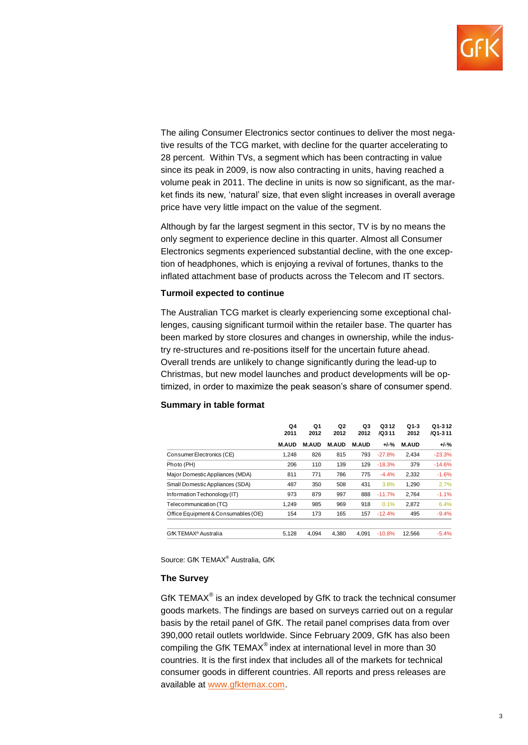The ailing Consumer Electronics sector continues to deliver the most negative results of the TCG market, with decline for the quarter accelerating to 28 percent. Within TVs, a segment which has been contracting in value since its peak in 2009, is now also contracting in units, having reached a volume peak in 2011. The decline in units is now so significant, as the market finds its new, 'natural' size, that even slight increases in overall average price have very little impact on the value of the segment.

Although by far the largest segment in this sector, TV is by no means the only segment to experience decline in this quarter. Almost all Consumer Electronics segments experienced substantial decline, with the one exception of headphones, which is enjoying a revival of fortunes, thanks to the inflated attachment base of products across the Telecom and IT sectors.

**Turmoil expected to continue**

The Australian TCG market is clearly experiencing some exceptional challenges, causing significant turmoil within the retailer base. The quarter has been marked by store closures and changes in ownership, while the industry re-structures and re-positions itself for the uncertain future ahead. Overall trends are unlikely to change significantly during the lead-up to Christmas, but new model launches and product developments will be optimized, in order to maximize the peak season's share of consumer spend.

**Summary in table format**

| | Q4 2011 | Q1 2012 | Q2 2012 | Q3 2012 | Q3 12 /Q3 11 | Q1-3 2012 | Q1-3 12 /Q1-3 11 |
|---|---|---|---|---|---|---|---|
| | M.AUD | M.AUD | M.AUD | M.AUD | +/-% | M.AUD | +/-% |
| Consumer Electronics (CE) | 1,248 | 826 | 815 | 793 | -27.8% | 2,434 | -23.3% |
| Photo (PH) | 206 | 110 | 139 | 129 | -18.3% | 379 | -14.6% |
| Major Domestic Appliances (MDA) | 811 | 771 | 786 | 775 | -4.4% | 2,332 | -1.6% |
| Small Domestic Appliances (SDA) | 487 | 350 | 508 | 431 | 3.8% | 1,290 | 2.7% |
| Information Techonology (IT) | 973 | 879 | 997 | 888 | -11.7% | 2,764 | -1.1% |
| Telecommunication (TC) | 1,249 | 985 | 969 | 918 | 0.1% | 2,872 | 6.4% |
| Office Equipment & Consumables (OE) | 154 | 173 | 165 | 157 | -12.4% | 495 | -9.4% |
| GfK TEMAX® Australia | 5,128 | 4,094 | 4,380 | 4,091 | -10.8% | 12,566 | -5.4% |

Source: GfK TEMAX® Australia, GfK

**The Survey**

GfK TEMAX® is an index developed by GfK to track the technical consumer goods markets. The findings are based on surveys carried out on a regular basis by the retail panel of GfK. The retail panel comprises data from over 390,000 retail outlets worldwide. Since February 2009, GfK has also been compiling the GfK TEMAX® index at international level in more than 30 countries. It is the first index that includes all of the markets for technical consumer goods in different countries. All reports and press releases are available at www.gfktemax.com.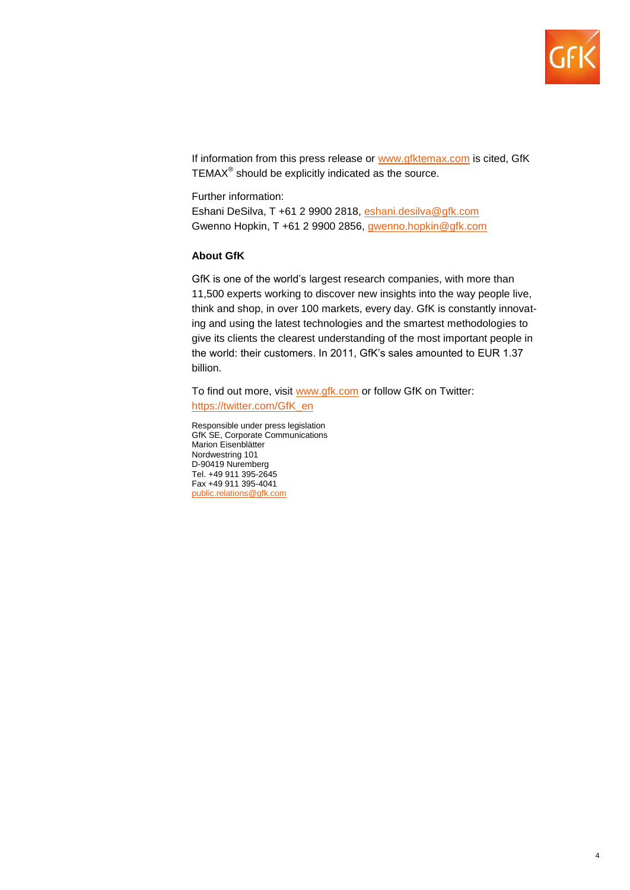If information from this press release or www.gfktemax.com is cited, GfK TEMAX® should be explicitly indicated as the source.

Further information:
Eshani DeSilva, T +61 2 9900 2818, eshani.desilva@gfk.com
Gwenno Hopkin, T +61 2 9900 2856, gwenno.hopkin@gfk.com

**About GfK**

GfK is one of the world's largest research companies, with more than 11,500 experts working to discover new insights into the way people live, think and shop, in over 100 markets, every day. GfK is constantly innovating and using the latest technologies and the smartest methodologies to give its clients the clearest understanding of the most important people in the world: their customers. In 2011, GfK's sales amounted to EUR 1.37 billion.

To find out more, visit www.gfk.com or follow GfK on Twitter: https://twitter.com/GfK_en

Responsible under press legislation
GfK SE, Corporate Communications
Marion Eisenblätter
Nordwestring 101
D-90419 Nuremberg
Tel. +49 911 395-2645
Fax +49 911 395-4041
public.relations@gfk.com